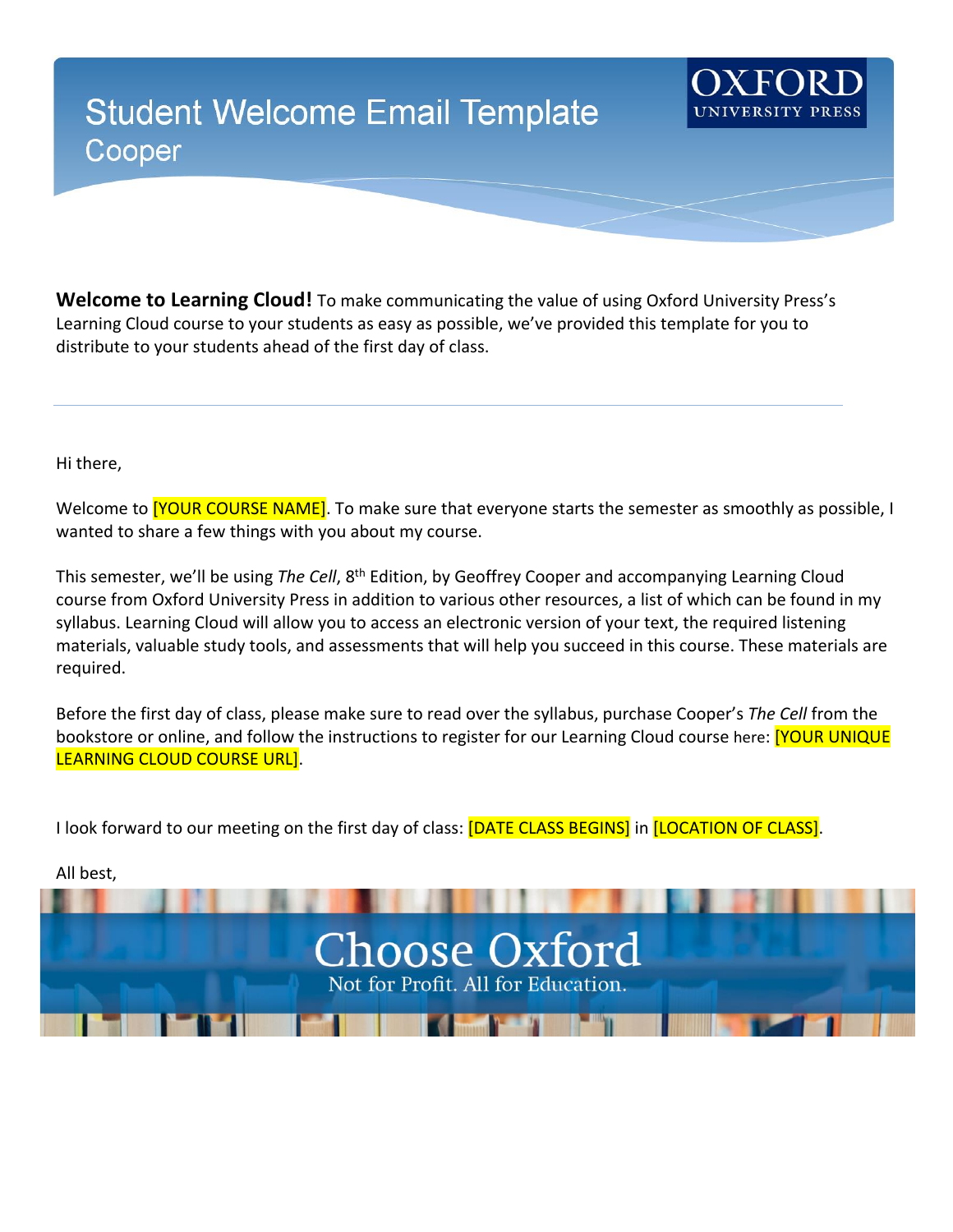# Student Welcome Email Template

## Cooper

OXFORD UNIVERSITY PRESS

**Welcome to Learning Cloud!** To make communicating the value of using Oxford University Press's Learning Cloud course to your students as easy as possible, we've provided this template for you to distribute to your students ahead of the first day of class.

---

Hi there,

Welcome to [YOUR COURSE NAME]. To make sure that everyone starts the semester as smoothly as possible, I wanted to share a few things with you about my course.

This semester, we'll be using *The Cell*, 8th Edition, by Geoffrey Cooper and accompanying Learning Cloud course from Oxford University Press in addition to various other resources, a list of which can be found in my syllabus. Learning Cloud will allow you to access an electronic version of your text, the required listening materials, valuable study tools, and assessments that will help you succeed in this course. These materials are required.

Before the first day of class, please make sure to read over the syllabus, purchase Cooper's *The Cell* from the bookstore or online, and follow the instructions to register for our Learning Cloud course here: [YOUR UNIQUE LEARNING CLOUD COURSE URL].

I look forward to our meeting on the first day of class: [DATE CLASS BEGINS] in [LOCATION OF CLASS].

All best,

Choose Oxford

Not for Profit. All for Education.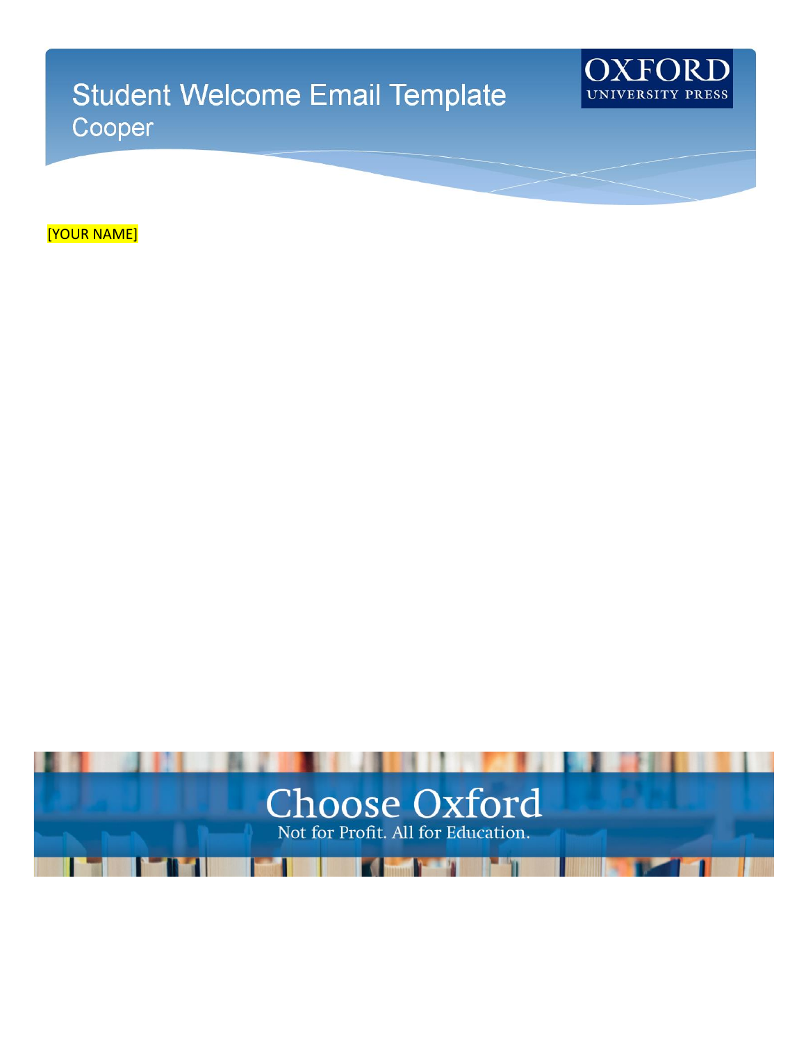[YOUR NAME]